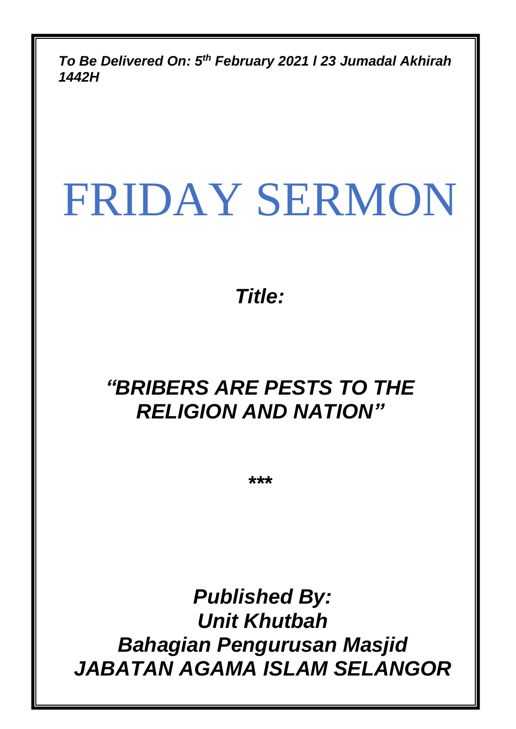***To Be Delivered On: 5th February 2021 I 23 Jumadal Akhirah 1442H***

# FRIDAY SERMON

***Title:***

## ***"BRIBERS ARE PESTS TO THE RELIGION AND NATION"***

*****

***Published By:***
***Unit Khutbah***
***Bahagian Pengurusan Masjid***
***JABATAN AGAMA ISLAM SELANGOR***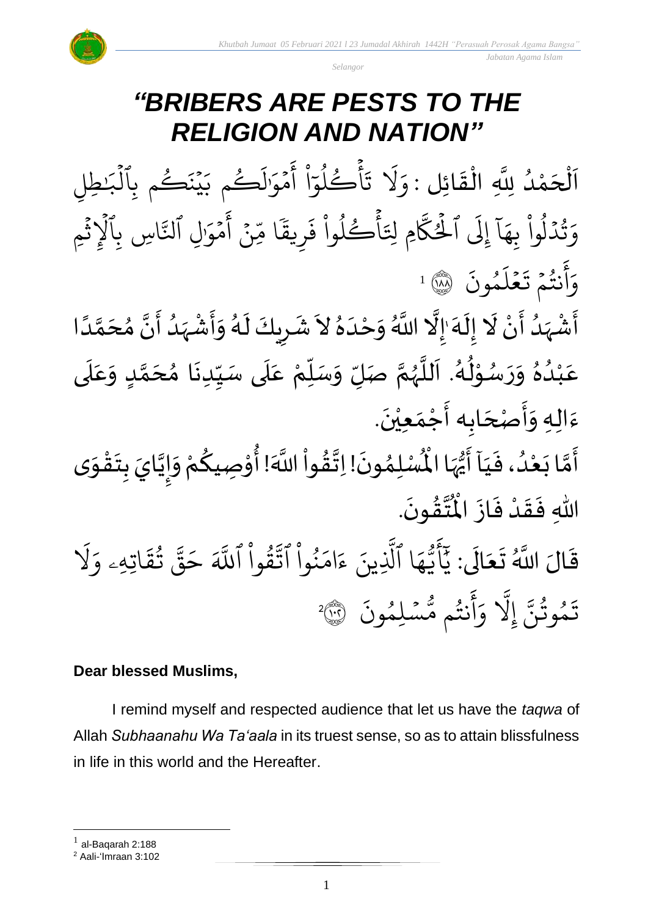# *"BRIBERS ARE PESTS TO THE RELIGION AND NATION"*

اَلْحَمْدُ لِلَّهِ الْقَائِل : وَلَا تَأْكُلُوٓاْ أَمْوَٰلَكُم بَيْنَكُم بِٱلْبَٰطِلِ وَتُدْلُواْ بِهَآ إِلَى ٱلْحُكَّامِ لِتَأْكُلُواْ فَرِيقًا مِّنْ أَمْوَٰلِ ٱلنَّاسِ بِٱلْإِثْمِ وَأَنتُمْ تَعْلَمُونَ ﴿١٨٨﴾ [1]

أَشْهَدُ أَنْ لَا إِلَهَ إِلَّا اللَّهُ وَحْدَهُ لاَ شَرِيكَ لَهُ وَأَشْهَدُ أَنَّ مُحَمَّدًا عَبْدُهُ وَرَسُوْلُهُ. اَللَّهُمَّ صَلِّ وَسَلِّمْ عَلَى سَيِّدِنَا مُحَمَّدٍ وَعَلَى ءَالِهِ وَأَصْحَابِه أَجْمَعِيْنَ.

أَمَّا بَعْدُ، فَيَا أَيُّهَا الْمُسْلِمُونَ! اِتَّقُواْ اللَّهَ! أُوْصِيكُمْ وَإِيَّايَ بِتَقْوَى اللهِ فَقَدْ فَازَ الْمُتَّقُونَ.

قَالَ اللَّهُ تَعَالَى: يَٰٓأَيُّهَا ٱلَّذِينَ ءَامَنُواْ ٱتَّقُواْ ٱللَّهَ حَقَّ تُقَاتِهِۦ وَلَا تَمُوتُنَّ إِلَّا وَأَنتُم مُّسْلِمُونَ ﴿١٠٢﴾ [2]

**Dear blessed Muslims,**

I remind myself and respected audience that let us have the *taqwa* of Allah *Subhaanahu Wa Ta'aala* in its truest sense, so as to attain blissfulness in life in this world and the Hereafter.

---

[1] al-Baqarah 2:188

[2] Aali-'Imraan 3:102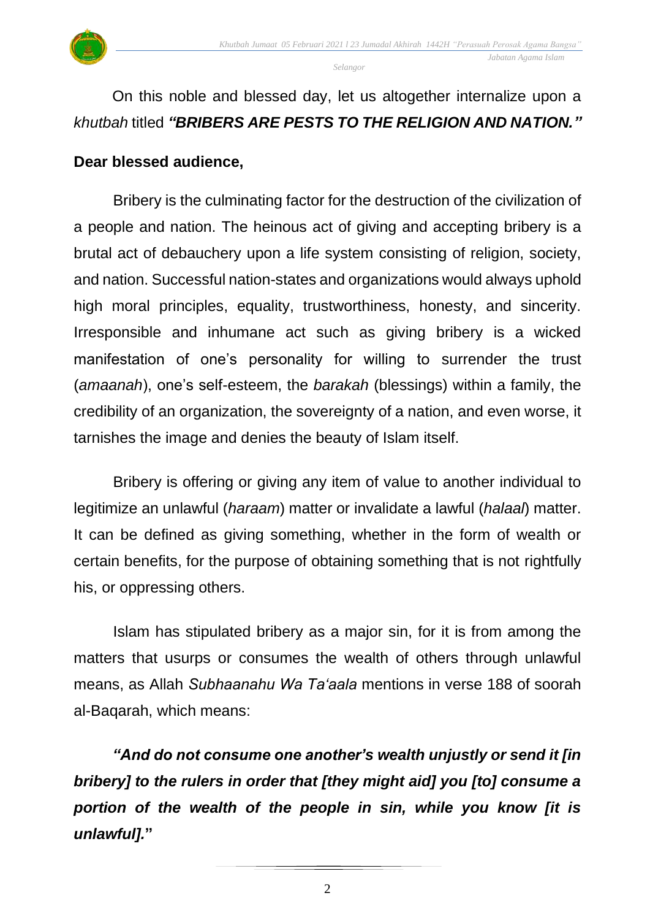On this noble and blessed day, let us altogether internalize upon a *khutbah* titled ***"BRIBERS ARE PESTS TO THE RELIGION AND NATION."***

**Dear blessed audience,**

Bribery is the culminating factor for the destruction of the civilization of a people and nation. The heinous act of giving and accepting bribery is a brutal act of debauchery upon a life system consisting of religion, society, and nation. Successful nation-states and organizations would always uphold high moral principles, equality, trustworthiness, honesty, and sincerity. Irresponsible and inhumane act such as giving bribery is a wicked manifestation of one's personality for willing to surrender the trust (*amaanah*), one's self-esteem, the *barakah* (blessings) within a family, the credibility of an organization, the sovereignty of a nation, and even worse, it tarnishes the image and denies the beauty of Islam itself.

Bribery is offering or giving any item of value to another individual to legitimize an unlawful (*haraam*) matter or invalidate a lawful (*halaal*) matter. It can be defined as giving something, whether in the form of wealth or certain benefits, for the purpose of obtaining something that is not rightfully his, or oppressing others.

Islam has stipulated bribery as a major sin, for it is from among the matters that usurps or consumes the wealth of others through unlawful means, as Allah *Subhaanahu Wa Ta'aala* mentions in verse 188 of soorah al-Baqarah, which means:

***"And do not consume one another's wealth unjustly or send it [in bribery] to the rulers in order that [they might aid] you [to] consume a portion of the wealth of the people in sin, while you know [it is unlawful]."***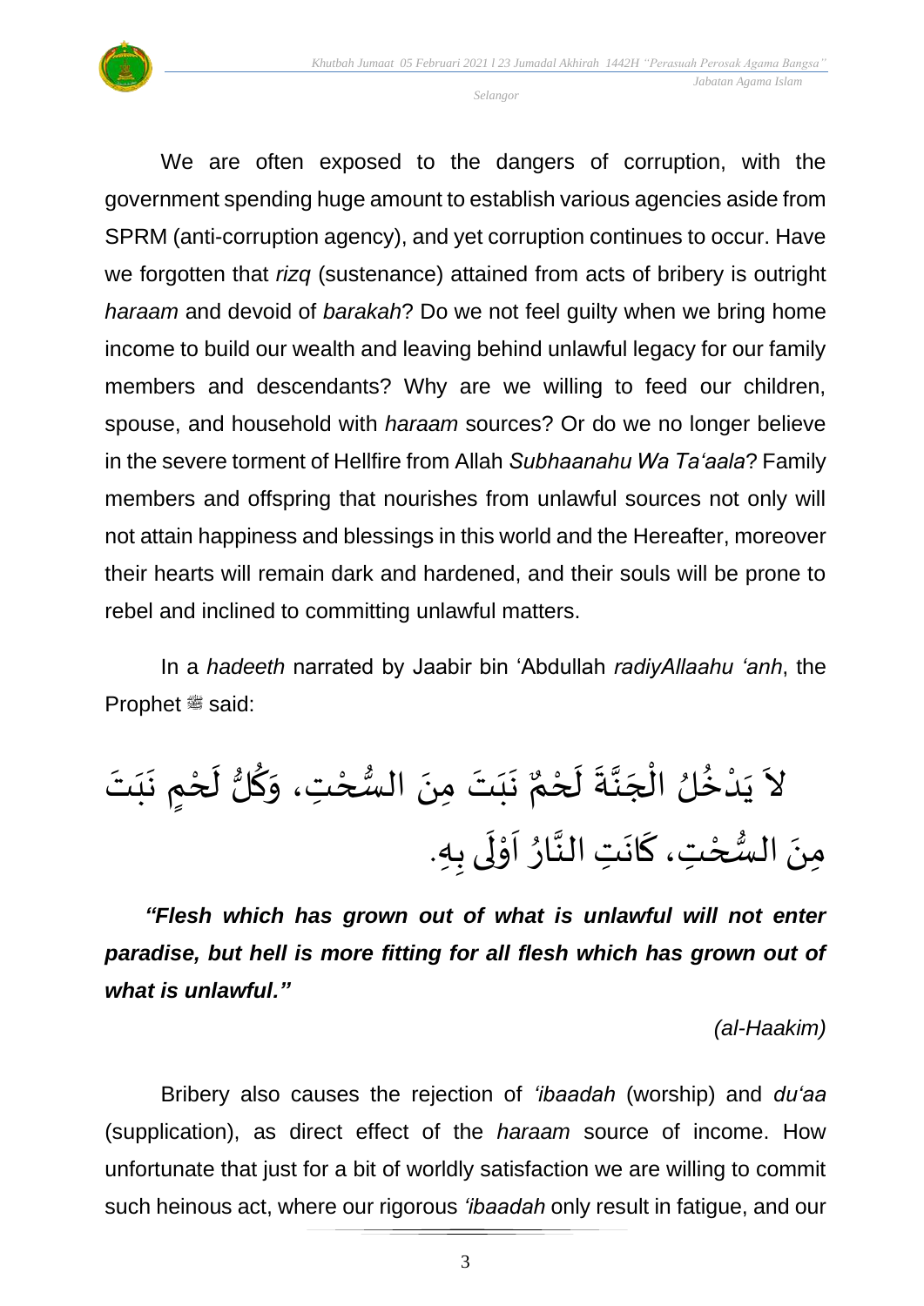We are often exposed to the dangers of corruption, with the government spending huge amount to establish various agencies aside from SPRM (anti-corruption agency), and yet corruption continues to occur. Have we forgotten that *rizq* (sustenance) attained from acts of bribery is outright *haraam* and devoid of *barakah*? Do we not feel guilty when we bring home income to build our wealth and leaving behind unlawful legacy for our family members and descendants? Why are we willing to feed our children, spouse, and household with *haraam* sources? Or do we no longer believe in the severe torment of Hellfire from Allah *Subhaanahu Wa Ta'aala*? Family members and offspring that nourishes from unlawful sources not only will not attain happiness and blessings in this world and the Hereafter, moreover their hearts will remain dark and hardened, and their souls will be prone to rebel and inclined to committing unlawful matters.

In a *hadeeth* narrated by Jaabir bin 'Abdullah *radiyAllaahu 'anh*, the Prophet ﷺ said:

لاَ يَدْخُلُ الْجَنَّةَ لَحْمٌ نَبَتَ مِنَ السُّحْتِ، وَكُلُّ لَحْمٍ نَبَتَ مِنَ السُّحْتِ، كَانَتِ النَّارُ اَوْلَى بِهِ.

***"Flesh which has grown out of what is unlawful will not enter paradise, but hell is more fitting for all flesh which has grown out of what is unlawful."***

*(al-Haakim)*

Bribery also causes the rejection of *'ibaadah* (worship) and *du'aa* (supplication), as direct effect of the *haraam* source of income. How unfortunate that just for a bit of worldly satisfaction we are willing to commit such heinous act, where our rigorous *'ibaadah* only result in fatigue, and our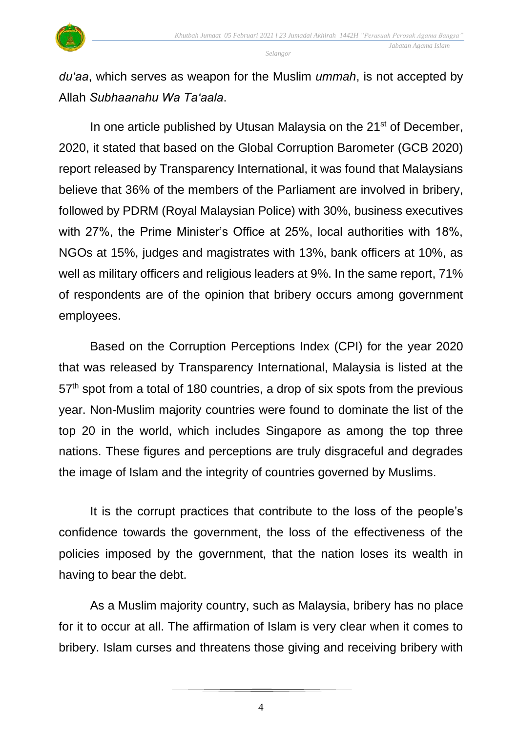*du'aa*, which serves as weapon for the Muslim *ummah*, is not accepted by Allah *Subhaanahu Wa Ta'aala*.

In one article published by Utusan Malaysia on the 21st of December, 2020, it stated that based on the Global Corruption Barometer (GCB 2020) report released by Transparency International, it was found that Malaysians believe that 36% of the members of the Parliament are involved in bribery, followed by PDRM (Royal Malaysian Police) with 30%, business executives with 27%, the Prime Minister's Office at 25%, local authorities with 18%, NGOs at 15%, judges and magistrates with 13%, bank officers at 10%, as well as military officers and religious leaders at 9%. In the same report, 71% of respondents are of the opinion that bribery occurs among government employees.

Based on the Corruption Perceptions Index (CPI) for the year 2020 that was released by Transparency International, Malaysia is listed at the 57th spot from a total of 180 countries, a drop of six spots from the previous year. Non-Muslim majority countries were found to dominate the list of the top 20 in the world, which includes Singapore as among the top three nations. These figures and perceptions are truly disgraceful and degrades the image of Islam and the integrity of countries governed by Muslims.

It is the corrupt practices that contribute to the loss of the people's confidence towards the government, the loss of the effectiveness of the policies imposed by the government, that the nation loses its wealth in having to bear the debt.

As a Muslim majority country, such as Malaysia, bribery has no place for it to occur at all. The affirmation of Islam is very clear when it comes to bribery. Islam curses and threatens those giving and receiving bribery with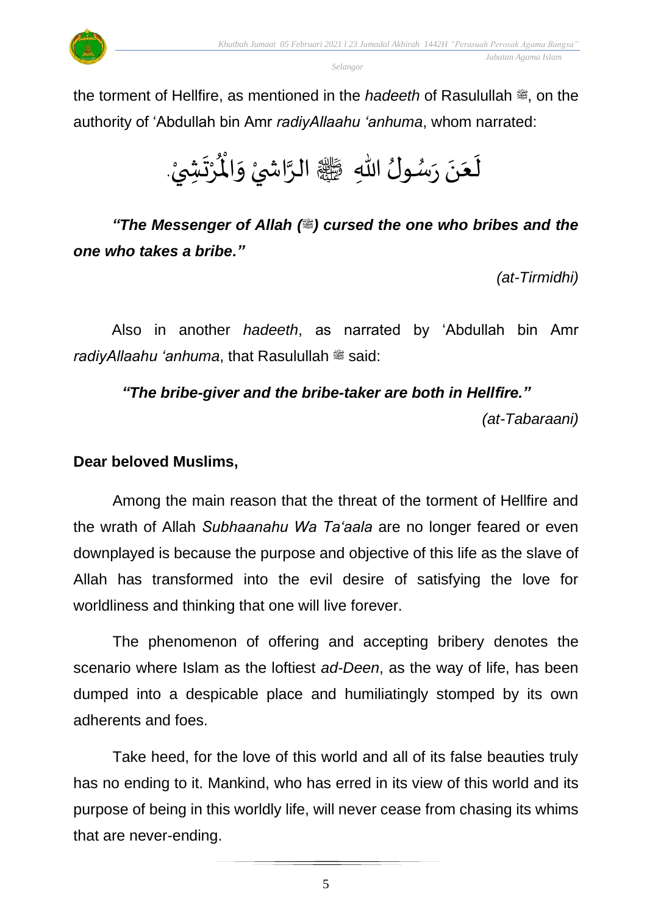the torment of Hellfire, as mentioned in the *hadeeth* of Rasulullah ﷺ, on the authority of 'Abdullah bin Amr *radiyAllaahu 'anhuma*, whom narrated:

لَعَنَ رَسُولُ اللَّهِ ﷺ الرَّاشِيْ وَالْمُرْتَشِيْ.

***"The Messenger of Allah (ﷺ) cursed the one who bribes and the one who takes a bribe."***

*(at-Tirmidhi)*

Also in another *hadeeth*, as narrated by 'Abdullah bin Amr *radiyAllaahu 'anhuma*, that Rasulullah ﷺ said:

***"The bribe-giver and the bribe-taker are both in Hellfire."***

*(at-Tabaraani)*

**Dear beloved Muslims,**

Among the main reason that the threat of the torment of Hellfire and the wrath of Allah *Subhaanahu Wa Ta'aala* are no longer feared or even downplayed is because the purpose and objective of this life as the slave of Allah has transformed into the evil desire of satisfying the love for worldliness and thinking that one will live forever.

The phenomenon of offering and accepting bribery denotes the scenario where Islam as the loftiest *ad-Deen*, as the way of life, has been dumped into a despicable place and humiliatingly stomped by its own adherents and foes.

Take heed, for the love of this world and all of its false beauties truly has no ending to it. Mankind, who has erred in its view of this world and its purpose of being in this worldly life, will never cease from chasing its whims that are never-ending.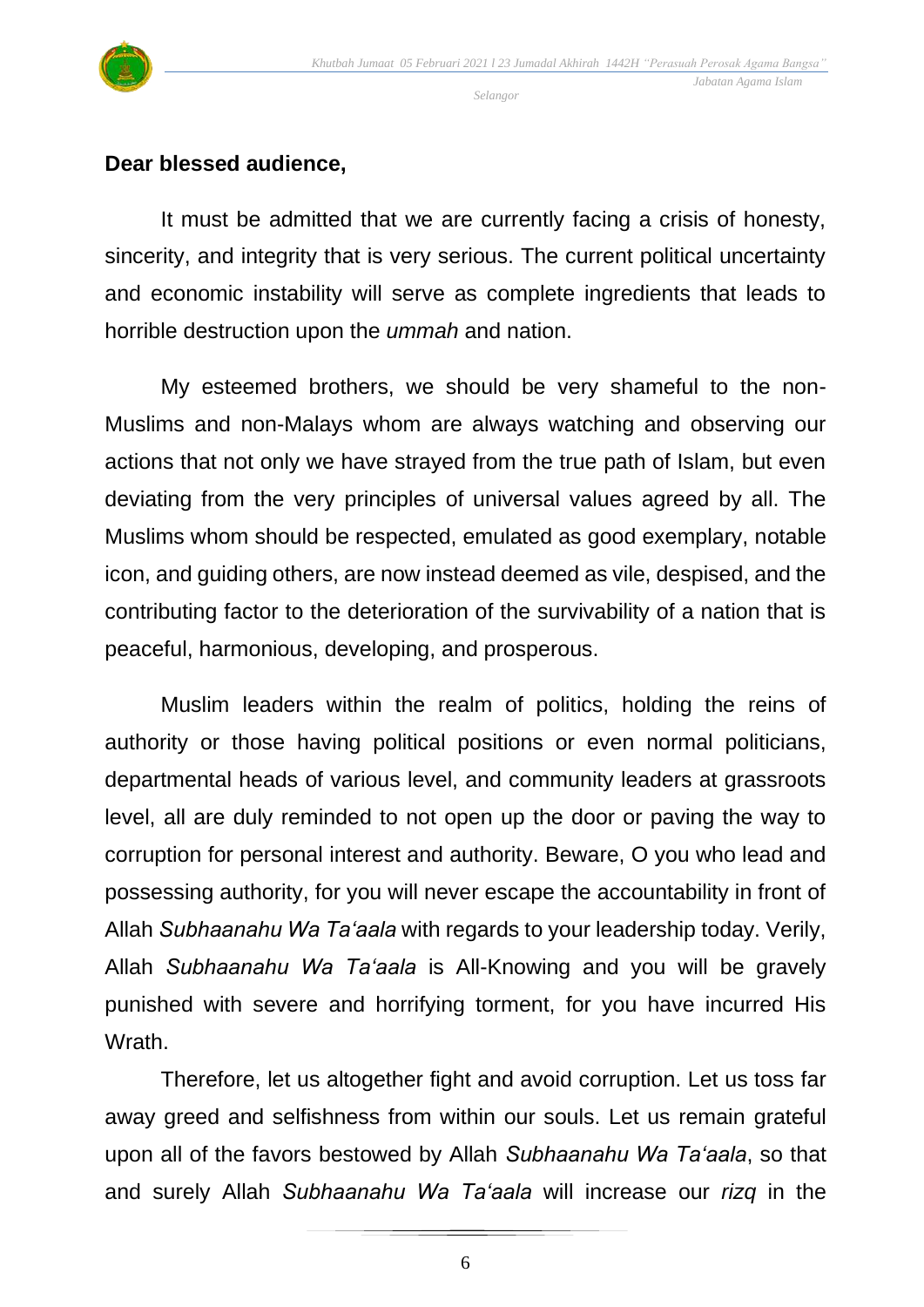**Dear blessed audience,**

It must be admitted that we are currently facing a crisis of honesty, sincerity, and integrity that is very serious. The current political uncertainty and economic instability will serve as complete ingredients that leads to horrible destruction upon the *ummah* and nation.

My esteemed brothers, we should be very shameful to the non-Muslims and non-Malays whom are always watching and observing our actions that not only we have strayed from the true path of Islam, but even deviating from the very principles of universal values agreed by all. The Muslims whom should be respected, emulated as good exemplary, notable icon, and guiding others, are now instead deemed as vile, despised, and the contributing factor to the deterioration of the survivability of a nation that is peaceful, harmonious, developing, and prosperous.

Muslim leaders within the realm of politics, holding the reins of authority or those having political positions or even normal politicians, departmental heads of various level, and community leaders at grassroots level, all are duly reminded to not open up the door or paving the way to corruption for personal interest and authority. Beware, O you who lead and possessing authority, for you will never escape the accountability in front of Allah *Subhaanahu Wa Ta'aala* with regards to your leadership today. Verily, Allah *Subhaanahu Wa Ta'aala* is All-Knowing and you will be gravely punished with severe and horrifying torment, for you have incurred His Wrath.

Therefore, let us altogether fight and avoid corruption. Let us toss far away greed and selfishness from within our souls. Let us remain grateful upon all of the favors bestowed by Allah *Subhaanahu Wa Ta'aala*, so that and surely Allah *Subhaanahu Wa Ta'aala* will increase our *rizq* in the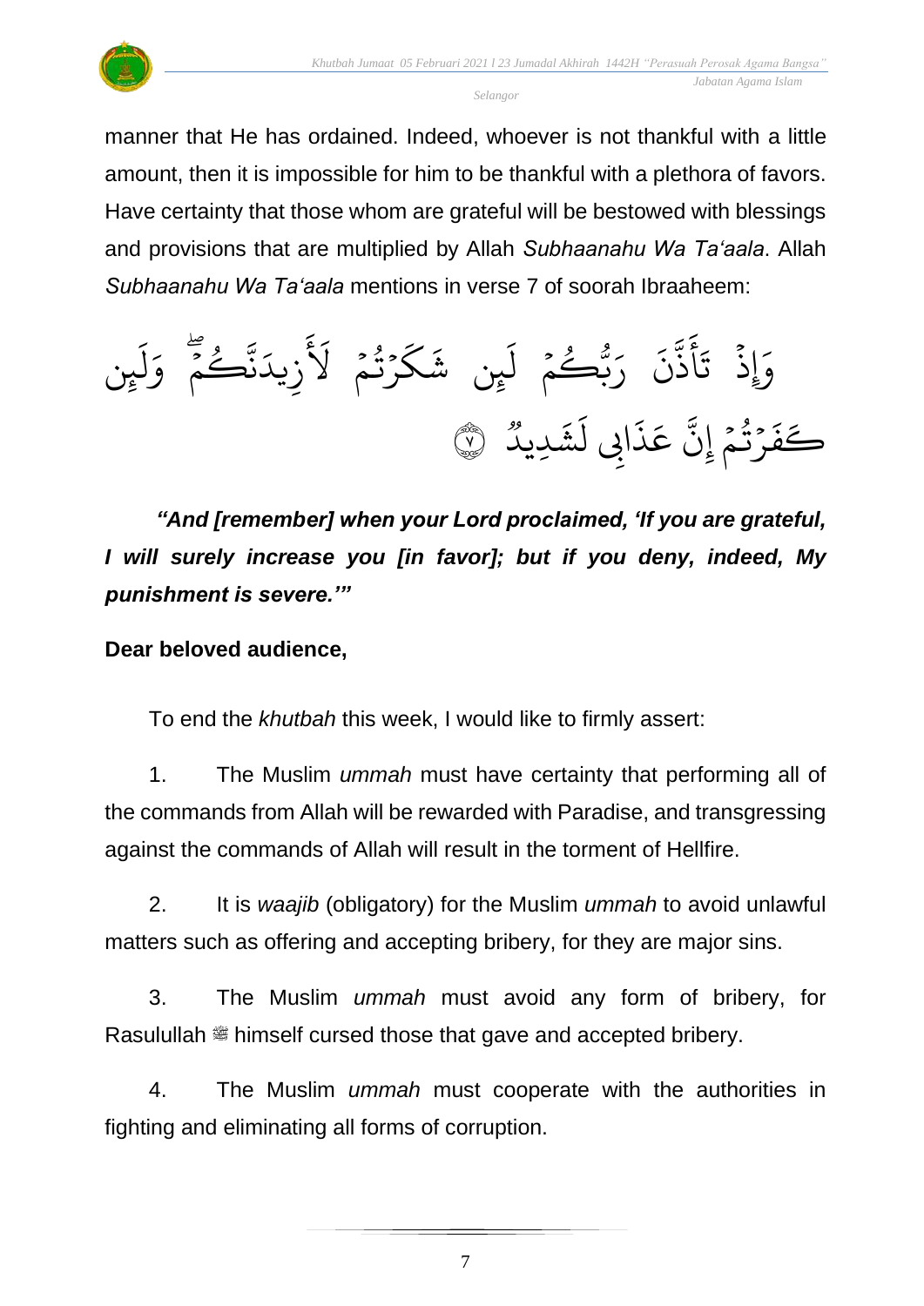manner that He has ordained. Indeed, whoever is not thankful with a little amount, then it is impossible for him to be thankful with a plethora of favors. Have certainty that those whom are grateful will be bestowed with blessings and provisions that are multiplied by Allah *Subhaanahu Wa Ta'aala*. Allah *Subhaanahu Wa Ta'aala* mentions in verse 7 of soorah Ibraaheem:

وَإِذْ تَأَذَّنَ رَبُّكُمْ لَئِن شَكَرْتُمْ لَأَزِيدَنَّكُمْ ۖ وَلَئِن كَفَرْتُمْ إِنَّ عَذَابِي لَشَدِيدٌ ۝٧

***"And [remember] when your Lord proclaimed, 'If you are grateful, I will surely increase you [in favor]; but if you deny, indeed, My punishment is severe.'"***

**Dear beloved audience,**

To end the *khutbah* this week, I would like to firmly assert:

1. The Muslim *ummah* must have certainty that performing all of the commands from Allah will be rewarded with Paradise, and transgressing against the commands of Allah will result in the torment of Hellfire.

2. It is *waajib* (obligatory) for the Muslim *ummah* to avoid unlawful matters such as offering and accepting bribery, for they are major sins.

3. The Muslim *ummah* must avoid any form of bribery, for Rasulullah ﷺ himself cursed those that gave and accepted bribery.

4. The Muslim *ummah* must cooperate with the authorities in fighting and eliminating all forms of corruption.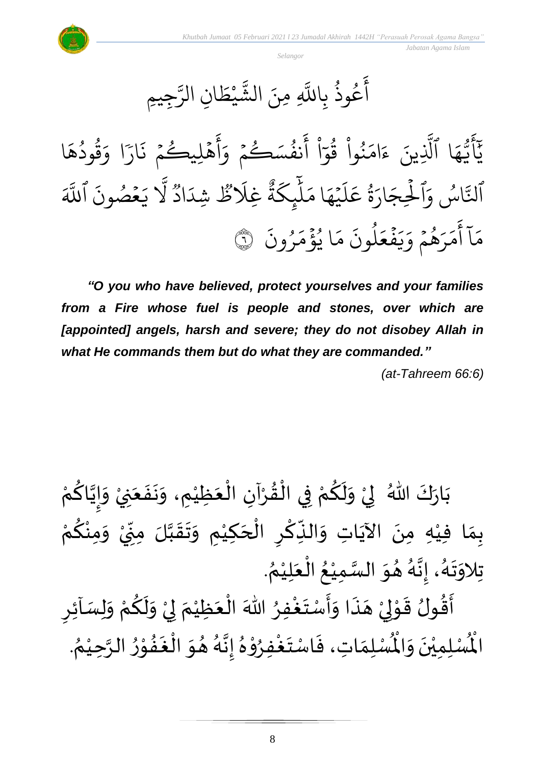أَعُوذُ بِاللَّهِ مِنَ الشَّيْطَانِ الرَّجِيمِ

يَٰٓأَيُّهَا ٱلَّذِينَ ءَامَنُواْ قُوٓاْ أَنفُسَكُمۡ وَأَهۡلِيكُمۡ نَارٗا وَقُودُهَا ٱلنَّاسُ وَٱلۡحِجَارَةُ عَلَيۡهَا مَلَٰٓئِكَةٌ غِلَاظٞ شِدَادٞ لَّا يَعۡصُونَ ٱللَّهَ مَآ أَمَرَهُمۡ وَيَفۡعَلُونَ مَا يُؤۡمَرُونَ ۝٦

***"O you who have believed, protect yourselves and your families from a Fire whose fuel is people and stones, over which are [appointed] angels, harsh and severe; they do not disobey Allah in what He commands them but do what they are commanded."***

*(at-Tahreem 66:6)*

بَارَكَ اللهُ لِيْ وَلَكُمْ فِي الْقُرْآنِ الْعَظِيْمِ، وَنَفَعَنِيْ وَإِيَّاكُمْ بِمَا فِيْهِ مِنَ الآيَاتِ وَالذِّكْرِ الْحَكِيْمِ وَتَقَبَّلَ مِنِّيْ وَمِنْكُمْ تِلاوَتَهُ، إِنَّهُ هُوَ السَّمِيْعُ الْعَلِيْمُ.

أَقُولُ قَوْلِيْ هَذَا وَأَسْتَغْفِرُ اللهَ الْعَظِيْمَ لِيْ وَلَكُمْ وَلِسَآئِرِ الْمُسْلِمِيْنَ وَالْمُسْلِمَاتِ، فَاسْتَغْفِرُوْهُ إِنَّهُ هُوَ الْغَفُوْرُ الرَّحِيْمُ.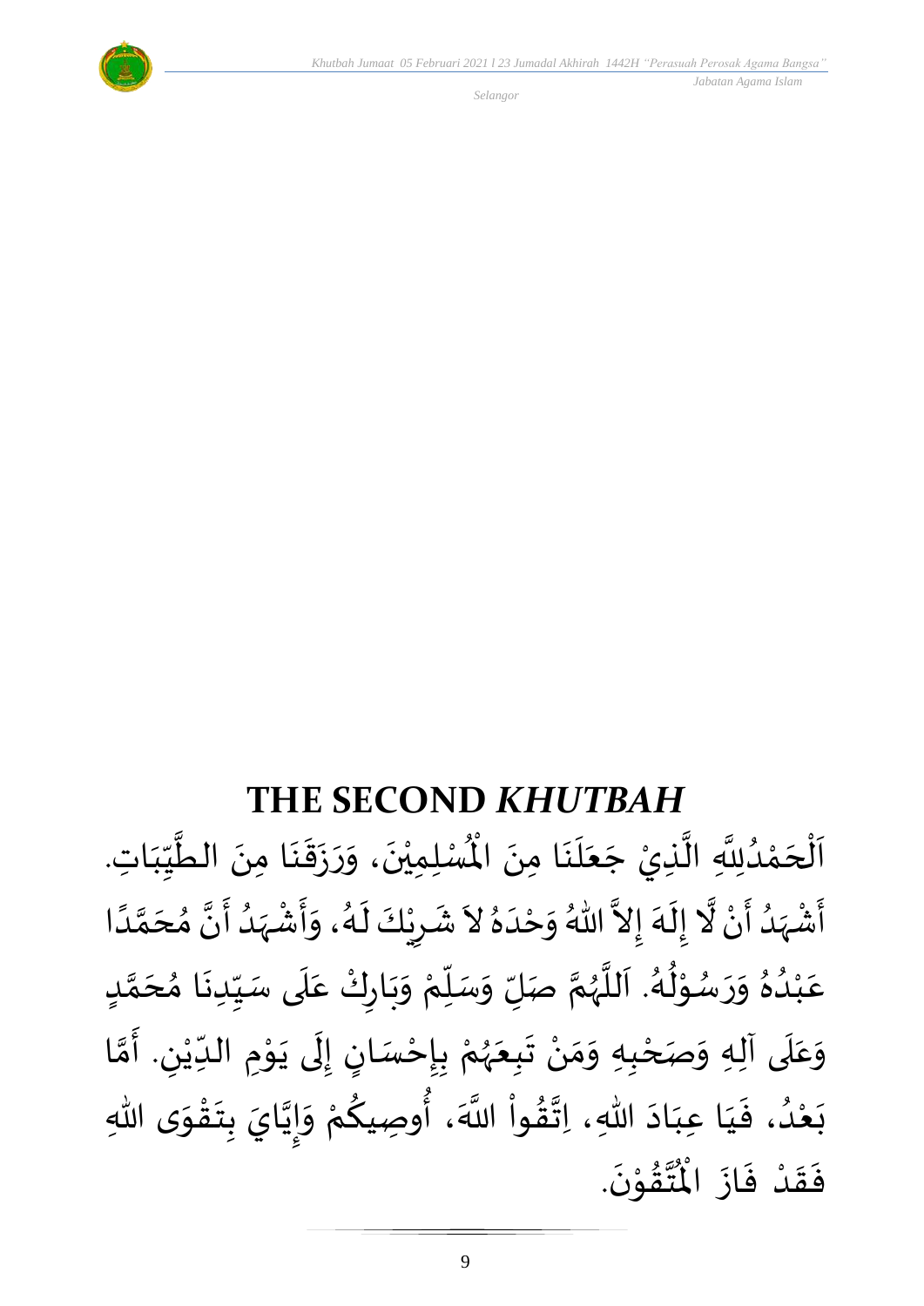## THE SECOND *KHUTBAH*

اَلْحَمْدُلِلَّهِ الَّذِيْ جَعَلَنَا مِنَ الْمُسْلِمِيْنَ، وَرَزَقَنَا مِنَ الطَّيِّبَاتِ. أَشْهَدُ أَنْ لَّا إِلَهَ إِلاَّ اللهُ وَحْدَهُ لاَ شَرِيْكَ لَهُ، وَأَشْهَدُ أَنَّ مُحَمَّدًا عَبْدُهُ وَرَسُوْلُهُ. اَللَّهُمَّ صَلِّ وَسَلِّمْ وَبَارِكْ عَلَى سَيِّدِنَا مُحَمَّدٍ وَعَلَى آلِهِ وَصَحْبِهِ وَمَنْ تَبِعَهُمْ بِإِحْسَانٍ إِلَى يَوْمِ الدِّيْنِ. أَمَّا بَعْدُ، فَيَا عِبَادَ اللهِ، اِتَّقُواْ اللَّهَ، أُوصِيكُمْ وَإِيَّايَ بِتَقْوَى اللهِ فَقَدْ فَازَ الْمُتَّقُوْنَ.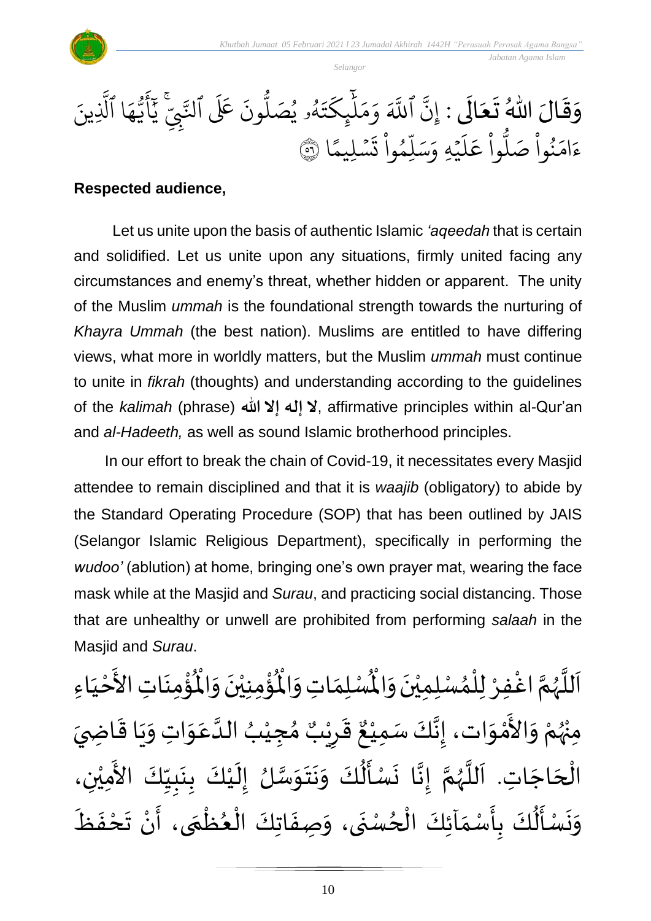وَقَالَ اللهُ تَعَالَى : إِنَّ ٱللَّهَ وَمَلَٰٓئِكَتَهُۥ يُصَلُّونَ عَلَى ٱلنَّبِيِّۚ يَٰٓأَيُّهَا ٱلَّذِينَ ءَامَنُواْ صَلُّواْ عَلَيۡهِ وَسَلِّمُواْ تَسۡلِيمًا ۞

**Respected audience,**

Let us unite upon the basis of authentic Islamic *'aqeedah* that is certain and solidified. Let us unite upon any situations, firmly united facing any circumstances and enemy's threat, whether hidden or apparent. The unity of the Muslim *ummah* is the foundational strength towards the nurturing of *Khayra Ummah* (the best nation). Muslims are entitled to have differing views, what more in worldly matters, but the Muslim *ummah* must continue to unite in *fikrah* (thoughts) and understanding according to the guidelines of the *kalimah* (phrase) **لا إله إلا الله**, affirmative principles within al-Qur'an and *al-Hadeeth,* as well as sound Islamic brotherhood principles.

In our effort to break the chain of Covid-19, it necessitates every Masjid attendee to remain disciplined and that it is *waajib* (obligatory) to abide by the Standard Operating Procedure (SOP) that has been outlined by JAIS (Selangor Islamic Religious Department), specifically in performing the *wudoo'* (ablution) at home, bringing one's own prayer mat, wearing the face mask while at the Masjid and *Surau*, and practicing social distancing. Those that are unhealthy or unwell are prohibited from performing *salaah* in the Masjid and *Surau*.

اَللَّهُمَّ اغْفِرْ لِلْمُسْلِمِيْنَ وَالْمُسْلِمَاتِ وَالْمُؤْمِنِيْنَ وَالْمُؤْمِنَاتِ الأَحْيَاءِ مِنْهُمْ وَالأَمْوَات، إِنَّكَ سَمِيْعٌ قَرِيْبٌ مُجِيْبُ الدَّعَوَاتِ وَيَا قَاضِيَ الْحَاجَاتِ. اَللَّهُمَّ إِنَّا نَسْأَلُكَ وَنَتَوَسَّلُ إِلَيْكَ بِنَبِيِّكَ الأَمِيْنِ، وَنَسْأَلُكَ بِأَسْمَآئِكَ الْحُسْنَى، وَصِفَاتِكَ الْعُظْمَى، أَنْ تَحْفَظَ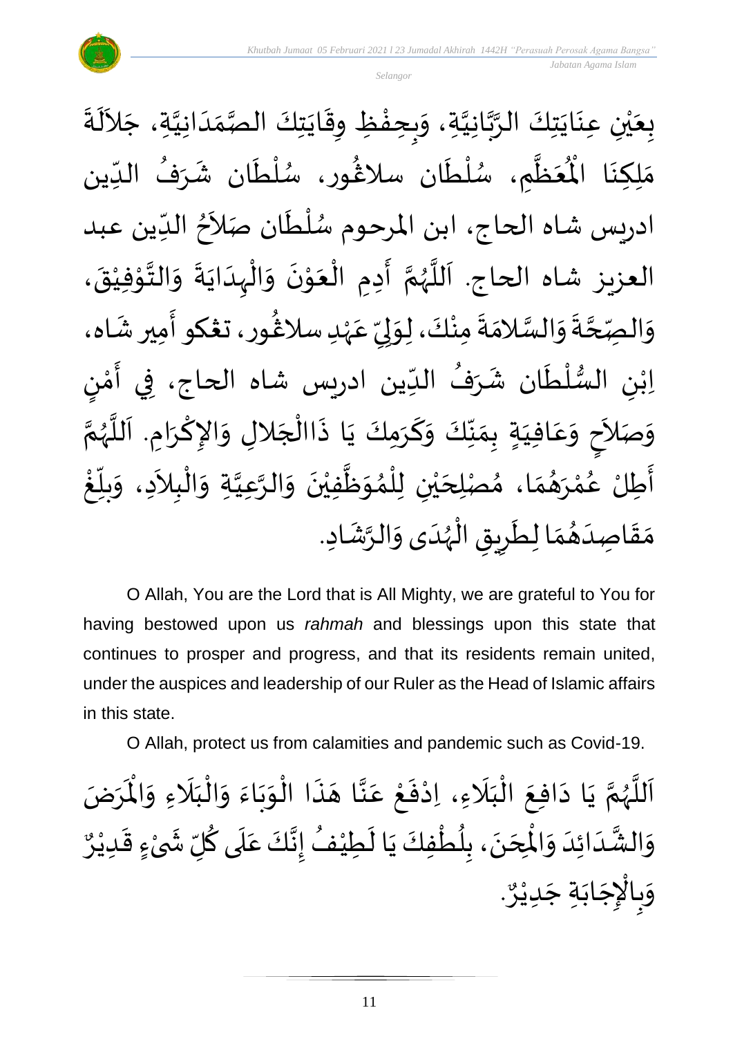بِعَيْنِ عِنَايَتِكَ الرَّبَّانِيَّةِ، وَبِحِفْظِ وِقَايَتِكَ الصَّمَدَانِيَّةِ، جَلاَلَةَ مَلِكِنَا الْمُعَظَّمِ، سُلْطَان سلاڠُور، سُلْطَان شَرَفُ الدِّين ادريس شاه الحاج، ابن المرحوم سُلْطَان صَلاَحُ الدِّين عبد العزيز شاه الحاج. اَللَّهُمَّ أَدِمِ الْعَوْنَ وَالْهِدَايَةَ وَالتَّوْفِيْقَ، وَالصِّحَّةَ وَالسَّلامَةَ مِنْكَ، لِوَلِيِّ عَهْدِ سلاڠُور، تڠكو أَمِير شَاه، اِبْنِ السُّلْطَان شَرَفُ الدِّين ادريس شاه الحاج، فِي أَمْنٍ وَصَلاَحٍ وَعَافِيَةٍ بِمَنِّكَ وَكَرَمِكَ يَا ذَاالْجَلالِ وَالإِكْرَامِ. اَللَّهُمَّ أَطِلْ عُمْرَهُمَا، مُصْلِحَيْنِ لِلْمُوَظَّفِيْنَ وَالرَّعِيَّةِ وَالْبِلاَدِ، وَبَلِّغْ مَقَاصِدَهُمَا لِطَرِيقِ الْهُدَى وَالرَّشَادِ.

O Allah, You are the Lord that is All Mighty, we are grateful to You for having bestowed upon us *rahmah* and blessings upon this state that continues to prosper and progress, and that its residents remain united, under the auspices and leadership of our Ruler as the Head of Islamic affairs in this state.

O Allah, protect us from calamities and pandemic such as Covid-19.

اَللَّهُمَّ يَا دَافِعَ الْبَلَاءِ، اِدْفَعْ عَنَّا هَذَا الْوَبَاءَ وَالْبَلَاءِ وَالْمَرَضَ وَالشَّدَائِدَ وَالْمِحَنَ، بِلُطْفِكَ يَا لَطِيْفُ إِنَّكَ عَلَى كُلِّ شَيْءٍ قَدِيْرٌ وَبِالْإِجَابَةِ جَدِيْرٌ.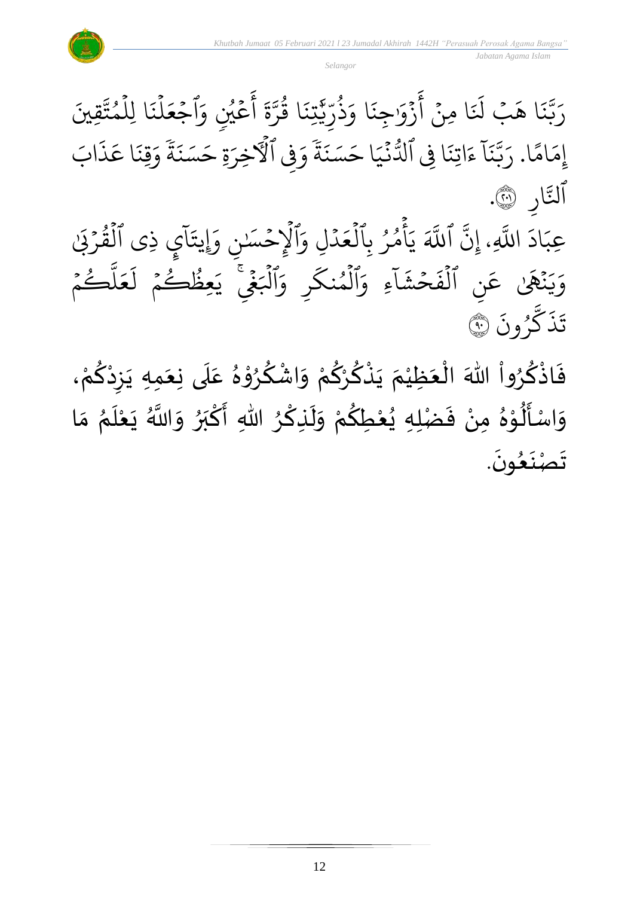رَبَّنَا هَبْ لَنَا مِنْ أَزْوَٰجِنَا وَذُرِّيَّٰتِنَا قُرَّةَ أَعْيُنٍ وَٱجْعَلْنَا لِلْمُتَّقِينَ إِمَامًا. رَبَّنَآ ءَاتِنَا فِى ٱلدُّنْيَا حَسَنَةً وَفِى ٱلْءَاخِرَةِ حَسَنَةً وَقِنَا عَذَابَ ٱلنَّارِ ﴿٢٠١﴾.

عِبَادَ اللَّهِ، إِنَّ ٱللَّهَ يَأْمُرُ بِٱلْعَدْلِ وَٱلْإِحْسَٰنِ وَإِيتَآيِٕ ذِى ٱلْقُرْبَىٰ وَيَنْهَىٰ عَنِ ٱلْفَحْشَآءِ وَٱلْمُنكَرِ وَٱلْبَغْىِ ۚ يَعِظُكُمْ لَعَلَّكُمْ تَذَكَّرُونَ ﴿٩٠﴾

فَاذْكُرُواْ اللهَ الْعَظِيْمَ يَذْكُرْكُمْ وَاشْكُرُوْهُ عَلَى نِعَمِهِ يَزِدْكُمْ، وَاسْأَلُوْهُ مِنْ فَضْلِهِ يُعْطِكُمْ وَلَذِكْرُ اللهِ أَكْبَرُ وَاللَّهُ يَعْلَمُ مَا تَصْنَعُونَ.